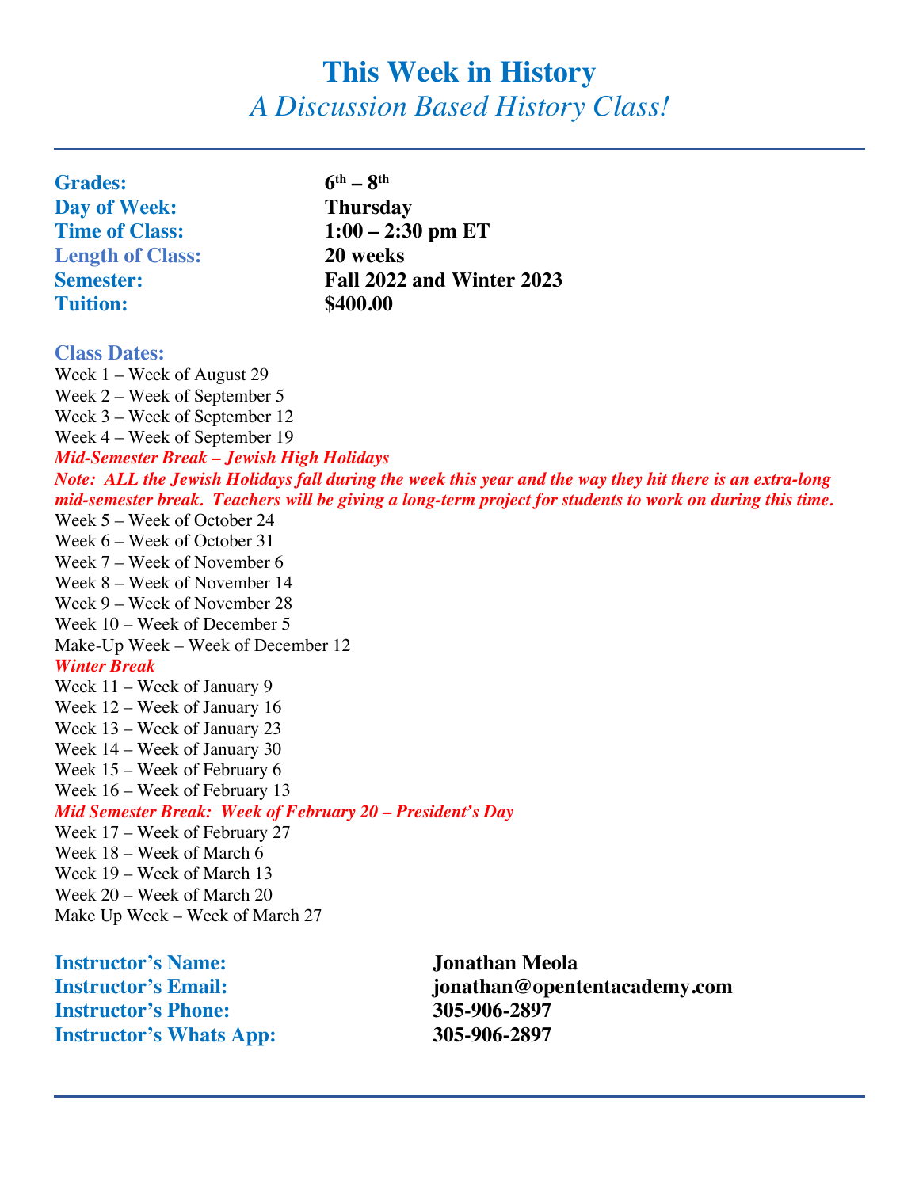# This Week in History

## *A Discussion Based History Class!*

---

**Grades:** **6th – 8th**
**Day of Week:** **Thursday**
**Time of Class:** **1:00 – 2:30 pm ET**
**Length of Class:** **20 weeks**
**Semester:** **Fall 2022 and Winter 2023**
**Tuition:** **$400.00**

**Class Dates:**

Week 1 – Week of August 29
Week 2 – Week of September 5
Week 3 – Week of September 12
Week 4 – Week of September 19
***Mid-Semester Break – Jewish High Holidays***
***Note: ALL the Jewish Holidays fall during the week this year and the way they hit there is an extra-long mid-semester break. Teachers will be giving a long-term project for students to work on during this time.***
Week 5 – Week of October 24
Week 6 – Week of October 31
Week 7 – Week of November 6
Week 8 – Week of November 14
Week 9 – Week of November 28
Week 10 – Week of December 5
Make-Up Week – Week of December 12
***Winter Break***
Week 11 – Week of January 9
Week 12 – Week of January 16
Week 13 – Week of January 23
Week 14 – Week of January 30
Week 15 – Week of February 6
Week 16 – Week of February 13
***Mid Semester Break: Week of February 20 – President's Day***
Week 17 – Week of February 27
Week 18 – Week of March 6
Week 19 – Week of March 13
Week 20 – Week of March 20
Make Up Week – Week of March 27

**Instructor's Name:** **Jonathan Meola**
**Instructor's Email:** **jonathan@opententacademy.com**
**Instructor's Phone:** **305-906-2897**
**Instructor's Whats App:** **305-906-2897**

---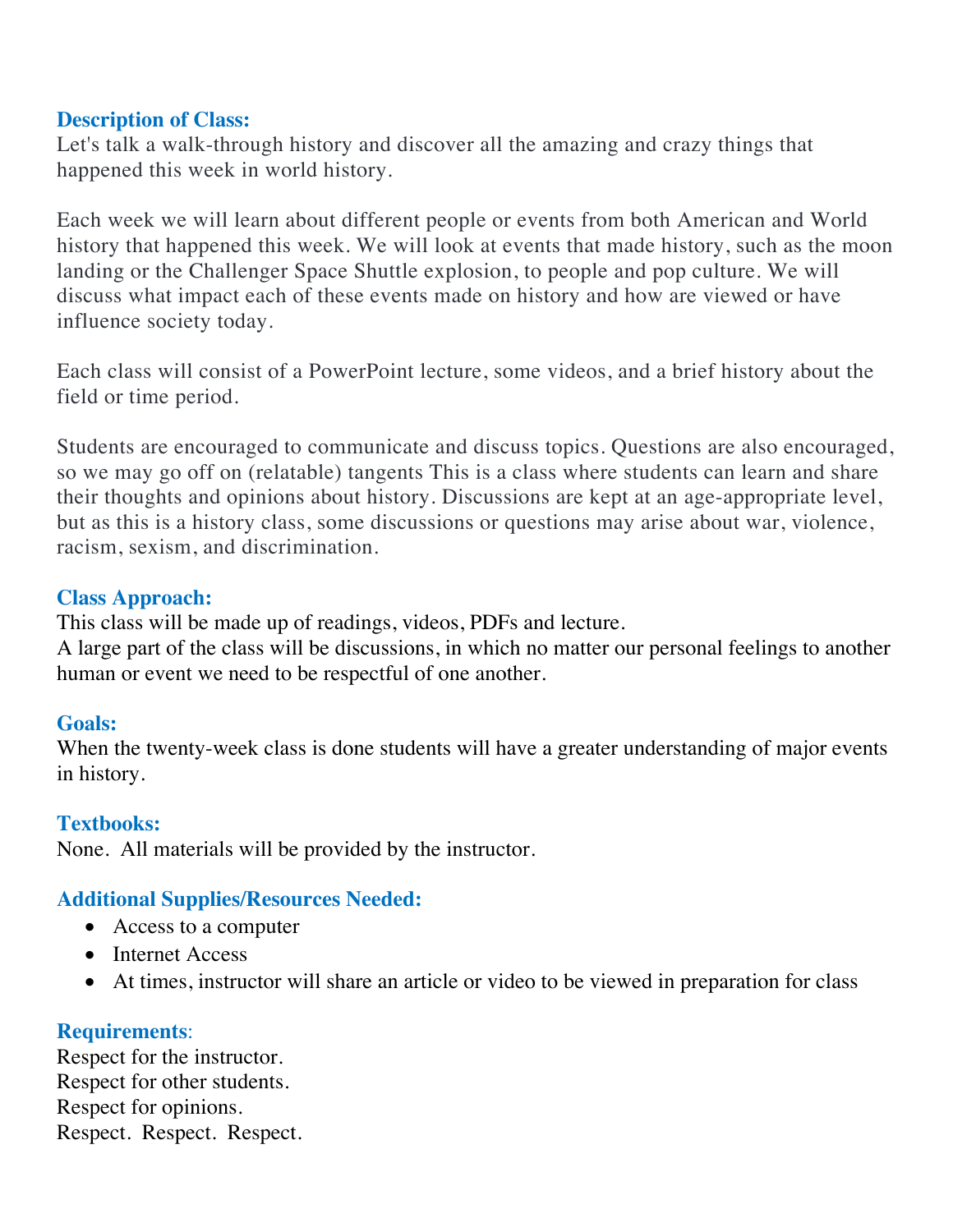**Description of Class:**

Let's talk a walk-through history and discover all the amazing and crazy things that happened this week in world history.

Each week we will learn about different people or events from both American and World history that happened this week. We will look at events that made history, such as the moon landing or the Challenger Space Shuttle explosion, to people and pop culture. We will discuss what impact each of these events made on history and how are viewed or have influence society today.

Each class will consist of a PowerPoint lecture, some videos, and a brief history about the field or time period.

Students are encouraged to communicate and discuss topics. Questions are also encouraged, so we may go off on (relatable) tangents This is a class where students can learn and share their thoughts and opinions about history. Discussions are kept at an age-appropriate level, but as this is a history class, some discussions or questions may arise about war, violence, racism, sexism, and discrimination.

**Class Approach:**

This class will be made up of readings, videos, PDFs and lecture.
A large part of the class will be discussions, in which no matter our personal feelings to another human or event we need to be respectful of one another.

**Goals:**

When the twenty-week class is done students will have a greater understanding of major events in history.

**Textbooks:**

None. All materials will be provided by the instructor.

**Additional Supplies/Resources Needed:**

- Access to a computer
- Internet Access
- At times, instructor will share an article or video to be viewed in preparation for class

**Requirements**:

Respect for the instructor.
Respect for other students.
Respect for opinions.
Respect. Respect. Respect.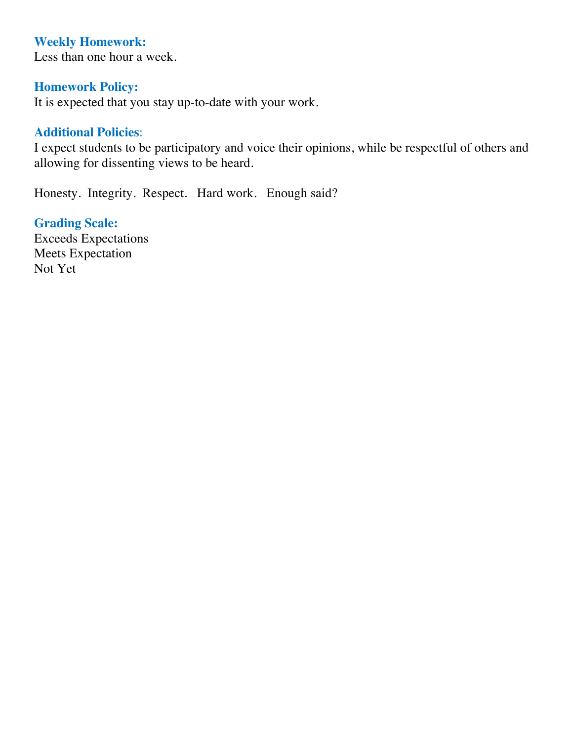### Weekly Homework:

Less than one hour a week.

### Homework Policy:

It is expected that you stay up-to-date with your work.

### Additional Policies:

I expect students to be participatory and voice their opinions, while be respectful of others and allowing for dissenting views to be heard.

Honesty. Integrity. Respect. Hard work. Enough said?

### Grading Scale:

Exceeds Expectations
Meets Expectation
Not Yet